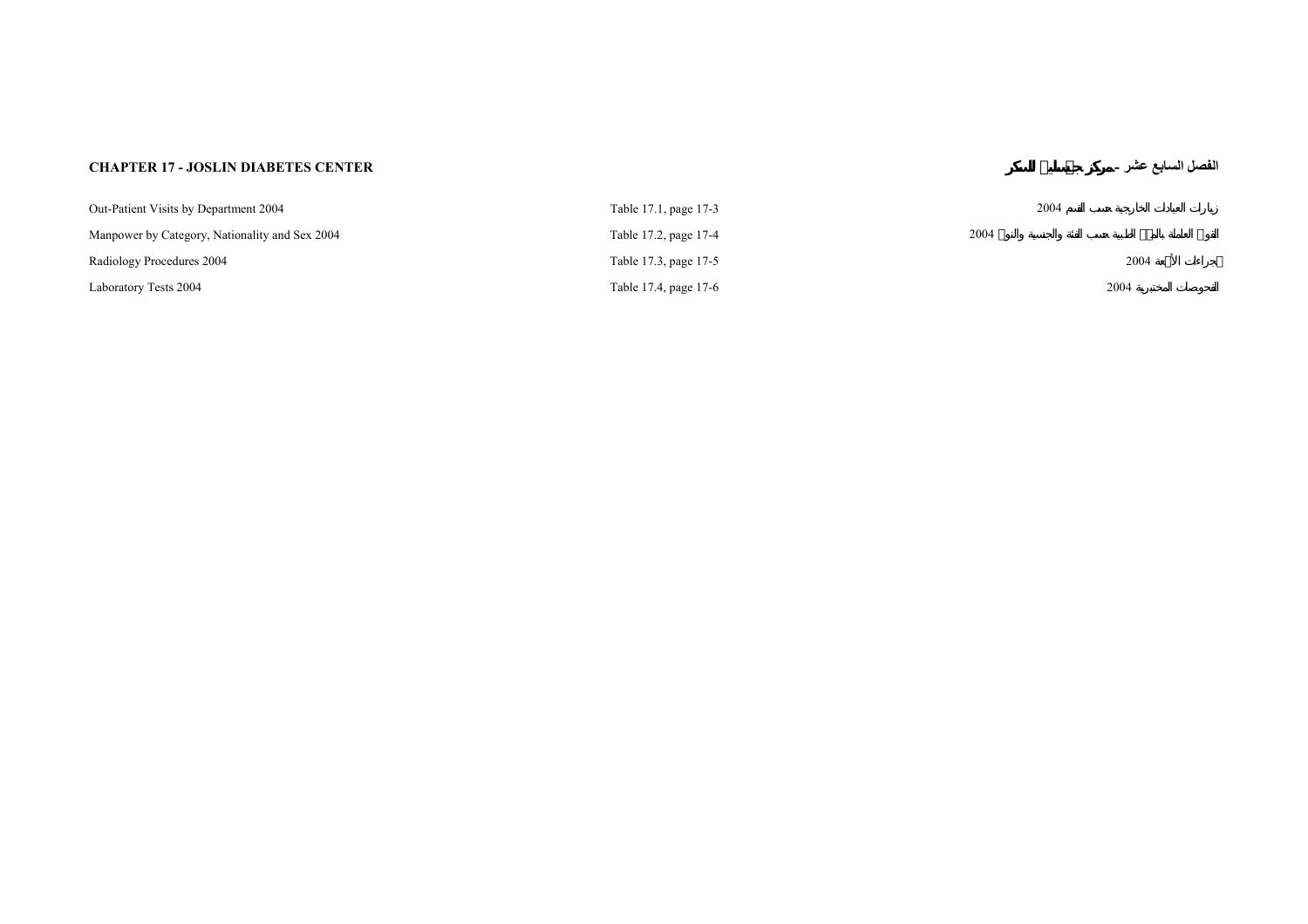**CHAPTER 17 - JOSLIN DIABETES CENTER** | **الفصل السابع عشر - مركز جوسلين للسكر**

| | | |
|---|---|---|
| Out-Patient Visits by Department 2004 | Table 17.1, page 17-3 | زيارات العيادات الخارجية حسب القسم 2004 |
| Manpower by Category, Nationality and Sex 2004 | Table 17.2, page 17-4 | القوى العاملة بالمهن الطبية حسب الفئة والجنسية والنوع 2004 |
| Radiology Procedures 2004 | Table 17.3, page 17-5 | إجراءات الأشعة 2004 |
| Laboratory Tests 2004 | Table 17.4, page 17-6 | الفحوصات المختبرية 2004 |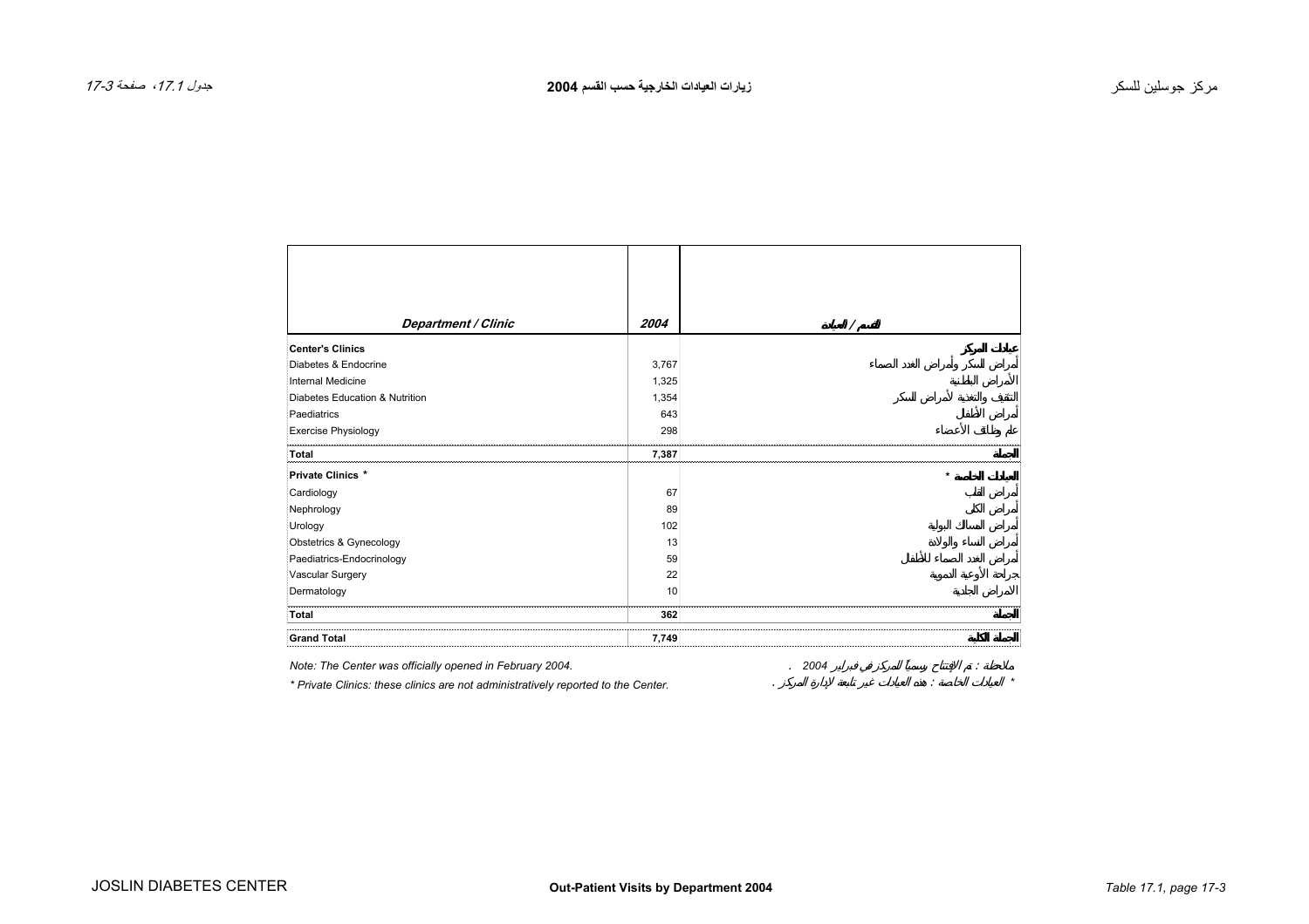# زيارات العيادات الخارجية حسب القسم 2004

| Department / Clinic | 2004 | القسم / العيادة |
|---|---|---|
| **Center's Clinics** | | **عيادات المركز** |
| Diabetes & Endocrine | 3,767 | أمراض السكر وأمراض الغدد الصماء |
| Internal Medicine | 1,325 | الأمراض الباطنية |
| Diabetes Education & Nutrition | 1,354 | التثقيف والتغذية لأمراض السكر |
| Paediatrics | 643 | أمراض الأطفال |
| Exercise Physiology | 298 | علم وظائف الأعضاء |
| **Total** | **7,387** | **الجملة** |
| **Private Clinics** * | | **العيادات الخاصة** * |
| Cardiology | 67 | أمراض القلب |
| Nephrology | 89 | أمراض الكلى |
| Urology | 102 | أمراض المسالك البولية |
| Obstetrics & Gynecology | 13 | أمراض النساء والولادة |
| Paediatrics-Endocrinology | 59 | أمراض الغدد الصماء للأطفال |
| Vascular Surgery | 22 | جراحة الأوعية الدموية |
| Dermatology | 10 | الامراض الجلدية |
| **Total** | **362** | **الجملة** |
| **Grand Total** | **7,749** | **الجملة الكلية** |

*Note: The Center was officially opened in February 2004.*

*ملاحظة : تم الافتتاح رسمياً للمركز في فبراير 2004 .*

*\* Private Clinics: these clinics are not administratively reported to the Center.*

*\* العيادات الخاصة : هذه العيادات غير تابعة لإدارة المركز .*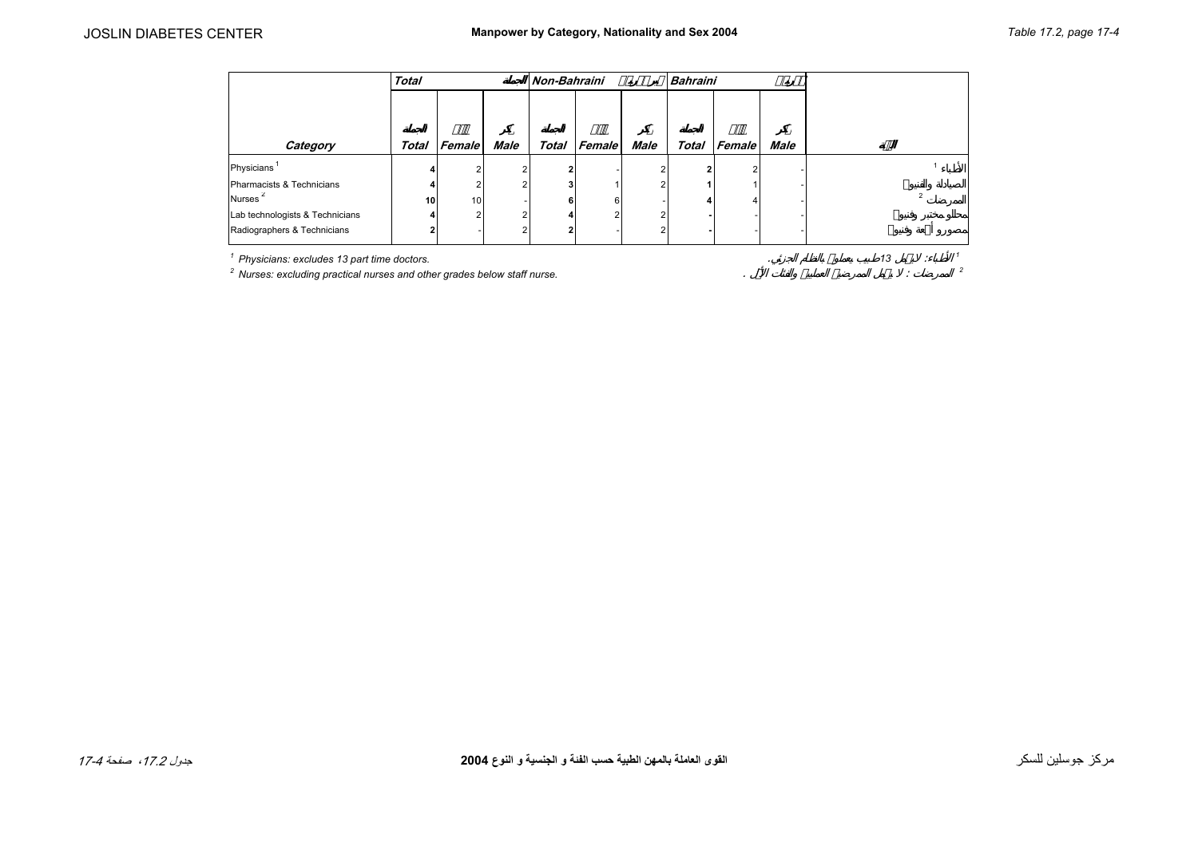# Manpower by Category, Nationality and Sex 2004

| Category | Total | | | Non-Bahraini | | | Bahraini | | | الفئة |
|---|---|---|---|---|---|---|---|---|---|---|
| | Total | Female | Male | Total | Female | Male | Total | Female | Male | |
| Physicians [1] | 4 | 2 | 2 | 2 | - | 2 | 2 | 2 | - | الأطباء [1] |
| Pharmacists & Technicians | 4 | 2 | 2 | 3 | 1 | 2 | 1 | 1 | - | الصيادلة والفنيون |
| Nurses [2] | 10 | 10 | - | 6 | 6 | - | 4 | 4 | - | الممرضات [2] |
| Lab technologists & Technicians | 4 | 2 | 2 | 4 | 2 | 2 | - | - | - | محللو مختبر وفنيون |
| Radiographers & Technicians | 2 | - | 2 | 2 | - | 2 | - | - | - | مصورو أشعة وفنيون |

[1] Physicians: excludes 13 part time doctors.

[2] Nurses: excluding practical nurses and other grades below staff nurse.

[1] الأطباء: لا يشمل 13 طبيب يعملون بالنظام الجزئي.

[2] الممرضات: لا يشمل الممرضين العمليين والفئات الأقل.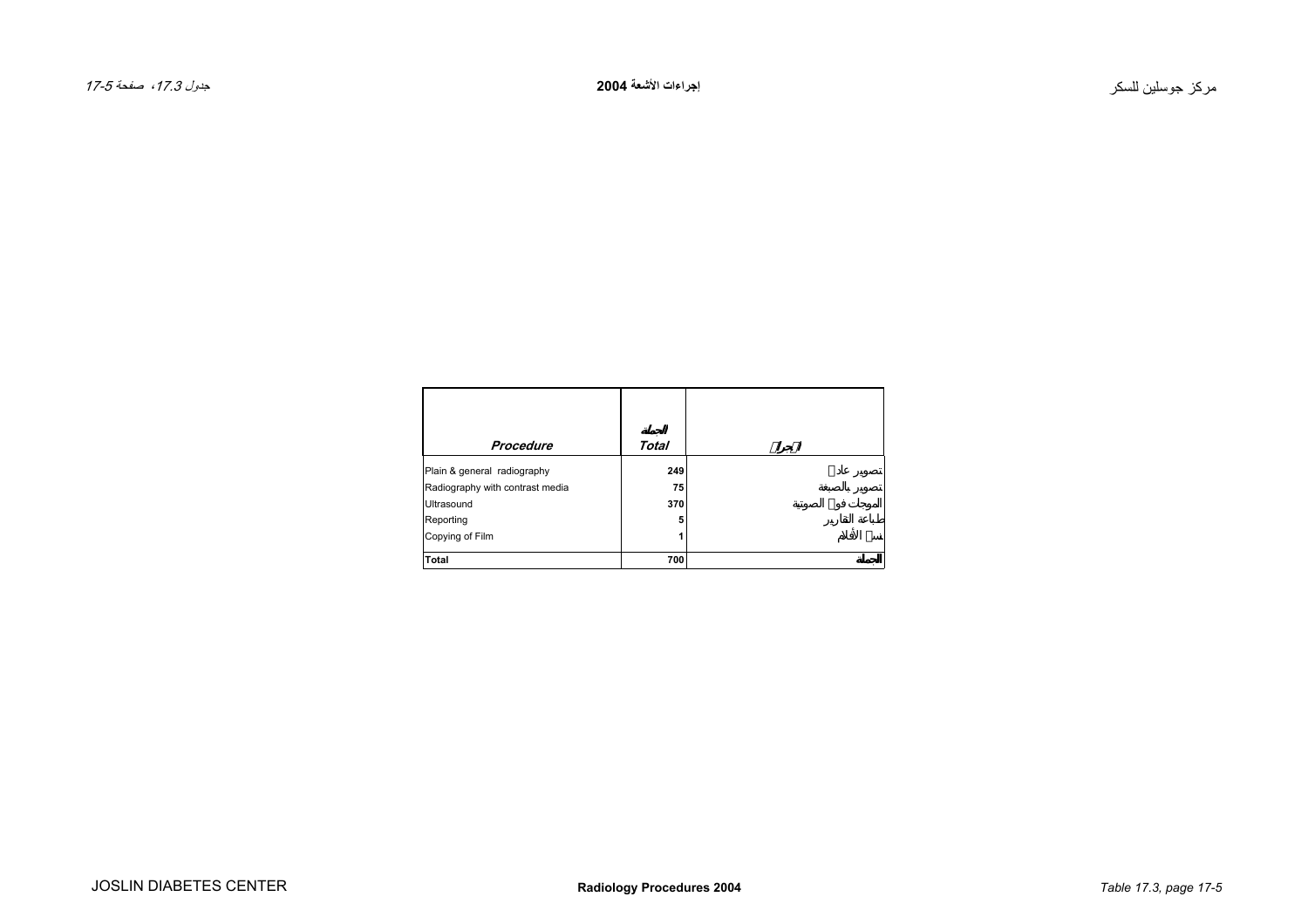# Radiology Procedures 2004

# إجراءات الأشعة 2004

| Procedure | الجملة Total | الإجراء |
|---|---|---|
| Plain & general radiography | 249 | تصوير عادي |
| Radiography with contrast media | 75 | تصوير بالصبغة |
| Ultrasound | 370 | الموجات فوق الصوتية |
| Reporting | 5 | طباعة التقارير |
| Copying of Film | 1 | نسخ الأفلام |
| Total | 700 | الجملة |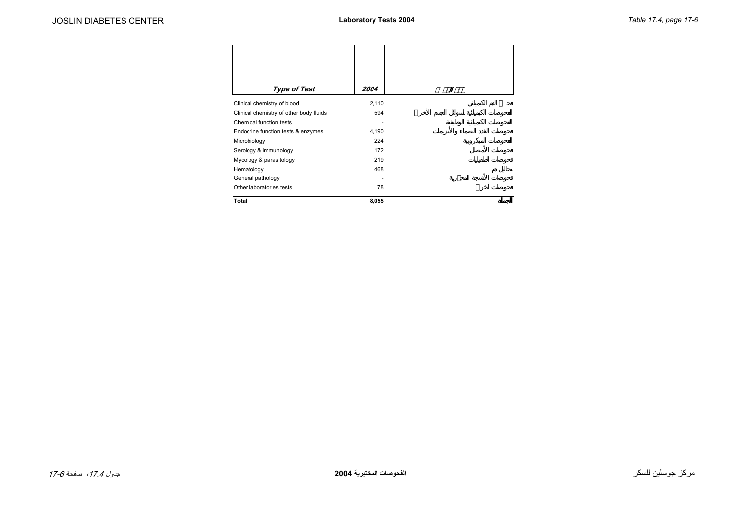| *Type of Test* | *2004* | |
|---|---|---|
| Clinical chemistry of blood | 2,110 | فحص الدم الكيميائي |
| Clinical chemistry of other body fluids | 594 | الفحوصات الكيميائية لسوائل الجسم الأخرى |
| Chemical function tests | - | الفحوصات الكيميائية الوظيفية |
| Endocrine function tests & enzymes | 4,190 | فحوصات الغدد الصماء والأنزيمات |
| Microbiology | 224 | الفحوصات الميكروبية |
| Serology & immunology | 172 | فحوصات الأمصال |
| Mycology & parasitology | 219 | فحوصات الطفيليات |
| Hematology | 468 | تحاليل دم |
| General pathology | - | فحوصات الأنسجة المجهرية |
| Other laboratories tests | 78 | فحوصات أخرى |
| **Total** | **8,055** | **الجملة** |